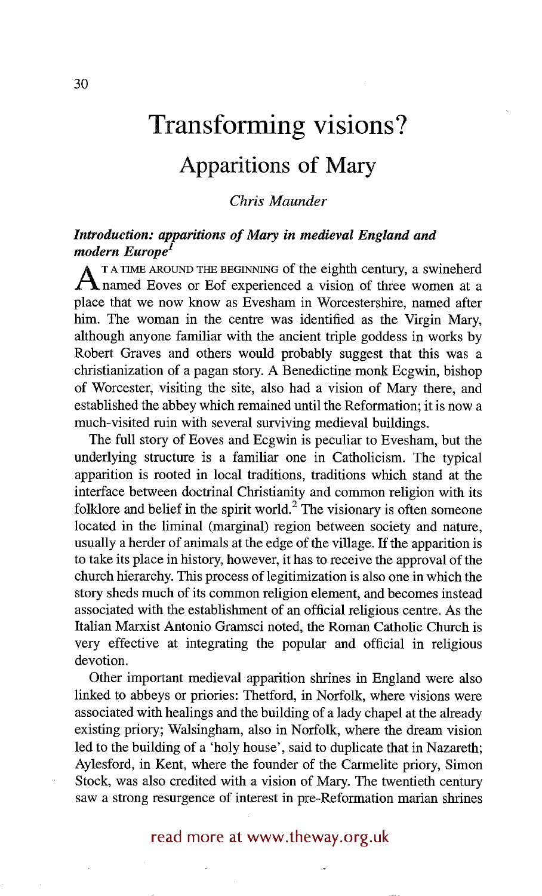# Transforming visions?

## Apparitions of Mary

*Chris Maunder*

### *Introduction: apparitions of Mary in medieval England and modern Europe*[1]

At a time around the beginning of the eighth century, a swineherd named Eoves or Eof experienced a vision of three women at a place that we now know as Evesham in Worcestershire, named after him. The woman in the centre was identified as the Virgin Mary, although anyone familiar with the ancient triple goddess in works by Robert Graves and others would probably suggest that this was a christianization of a pagan story. A Benedictine monk Ecgwin, bishop of Worcester, visiting the site, also had a vision of Mary there, and established the abbey which remained until the Reformation; it is now a much-visited ruin with several surviving medieval buildings.

The full story of Eoves and Ecgwin is peculiar to Evesham, but the underlying structure is a familiar one in Catholicism. The typical apparition is rooted in local traditions, traditions which stand at the interface between doctrinal Christianity and common religion with its folklore and belief in the spirit world.[2] The visionary is often someone located in the liminal (marginal) region between society and nature, usually a herder of animals at the edge of the village. If the apparition is to take its place in history, however, it has to receive the approval of the church hierarchy. This process of legitimization is also one in which the story sheds much of its common religion element, and becomes instead associated with the establishment of an official religious centre. As the Italian Marxist Antonio Gramsci noted, the Roman Catholic Church is very effective at integrating the popular and official in religious devotion.

Other important medieval apparition shrines in England were also linked to abbeys or priories: Thetford, in Norfolk, where visions were associated with healings and the building of a lady chapel at the already existing priory; Walsingham, also in Norfolk, where the dream vision led to the building of a 'holy house', said to duplicate that in Nazareth; Aylesford, in Kent, where the founder of the Carmelite priory, Simon Stock, was also credited with a vision of Mary. The twentieth century saw a strong resurgence of interest in pre-Reformation marian shrines

read more at www.theway.org.uk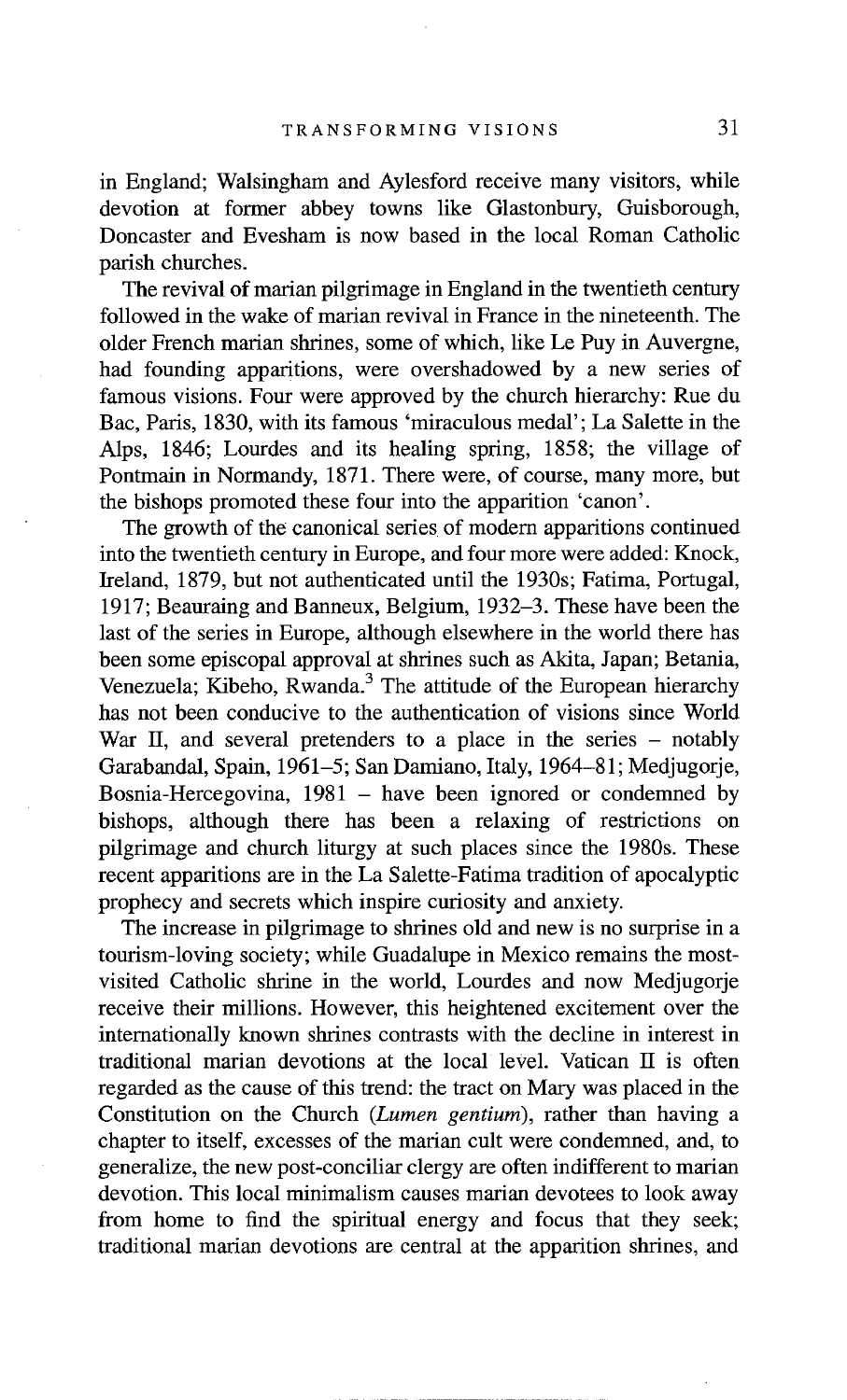in England; Walsingham and Aylesford receive many visitors, while devotion at former abbey towns like Glastonbury, Guisborough, Doncaster and Evesham is now based in the local Roman Catholic parish churches.

The revival of marian pilgrimage in England in the twentieth century followed in the wake of marian revival in France in the nineteenth. The older French marian shrines, some of which, like Le Puy in Auvergne, had founding apparitions, were overshadowed by a new series of famous visions. Four were approved by the church hierarchy: Rue du Bac, Paris, 1830, with its famous 'miraculous medal'; La Salette in the Alps, 1846; Lourdes and its healing spring, 1858; the village of Pontmain in Normandy, 1871. There were, of course, many more, but the bishops promoted these four into the apparition 'canon'.

The growth of the canonical series of modern apparitions continued into the twentieth century in Europe, and four more were added: Knock, Ireland, 1879, but not authenticated until the 1930s; Fatima, Portugal, 1917; Beauraing and Banneux, Belgium, 1932–3. These have been the last of the series in Europe, although elsewhere in the world there has been some episcopal approval at shrines such as Akita, Japan; Betania, Venezuela; Kibeho, Rwanda.[3] The attitude of the European hierarchy has not been conducive to the authentication of visions since World War II, and several pretenders to a place in the series – notably Garabandal, Spain, 1961–5; San Damiano, Italy, 1964–81; Medjugorje, Bosnia-Hercegovina, 1981 – have been ignored or condemned by bishops, although there has been a relaxing of restrictions on pilgrimage and church liturgy at such places since the 1980s. These recent apparitions are in the La Salette-Fatima tradition of apocalyptic prophecy and secrets which inspire curiosity and anxiety.

The increase in pilgrimage to shrines old and new is no surprise in a tourism-loving society; while Guadalupe in Mexico remains the most-visited Catholic shrine in the world, Lourdes and now Medjugorje receive their millions. However, this heightened excitement over the internationally known shrines contrasts with the decline in interest in traditional marian devotions at the local level. Vatican II is often regarded as the cause of this trend: the tract on Mary was placed in the Constitution on the Church (*Lumen gentium*), rather than having a chapter to itself, excesses of the marian cult were condemned, and, to generalize, the new post-conciliar clergy are often indifferent to marian devotion. This local minimalism causes marian devotees to look away from home to find the spiritual energy and focus that they seek; traditional marian devotions are central at the apparition shrines, and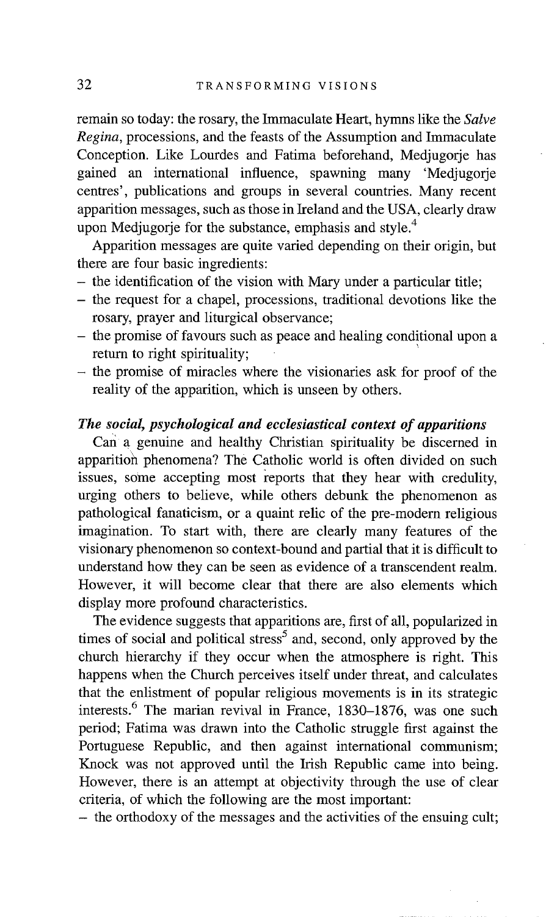remain so today: the rosary, the Immaculate Heart, hymns like the *Salve Regina*, processions, and the feasts of the Assumption and Immaculate Conception. Like Lourdes and Fatima beforehand, Medjugorje has gained an international influence, spawning many 'Medjugorje centres', publications and groups in several countries. Many recent apparition messages, such as those in Ireland and the USA, clearly draw upon Medjugorje for the substance, emphasis and style.[4]

Apparition messages are quite varied depending on their origin, but there are four basic ingredients:

- the identification of the vision with Mary under a particular title;
- the request for a chapel, processions, traditional devotions like the rosary, prayer and liturgical observance;
- the promise of favours such as peace and healing conditional upon a return to right spirituality;
- the promise of miracles where the visionaries ask for proof of the reality of the apparition, which is unseen by others.

### *The social, psychological and ecclesiastical context of apparitions*

Can a genuine and healthy Christian spirituality be discerned in apparition phenomena? The Catholic world is often divided on such issues, some accepting most reports that they hear with credulity, urging others to believe, while others debunk the phenomenon as pathological fanaticism, or a quaint relic of the pre-modern religious imagination. To start with, there are clearly many features of the visionary phenomenon so context-bound and partial that it is difficult to understand how they can be seen as evidence of a transcendent realm. However, it will become clear that there are also elements which display more profound characteristics.

The evidence suggests that apparitions are, first of all, popularized in times of social and political stress[5] and, second, only approved by the church hierarchy if they occur when the atmosphere is right. This happens when the Church perceives itself under threat, and calculates that the enlistment of popular religious movements is in its strategic interests.[6] The marian revival in France, 1830–1876, was one such period; Fatima was drawn into the Catholic struggle first against the Portuguese Republic, and then against international communism; Knock was not approved until the Irish Republic came into being. However, there is an attempt at objectivity through the use of clear criteria, of which the following are the most important:

- the orthodoxy of the messages and the activities of the ensuing cult;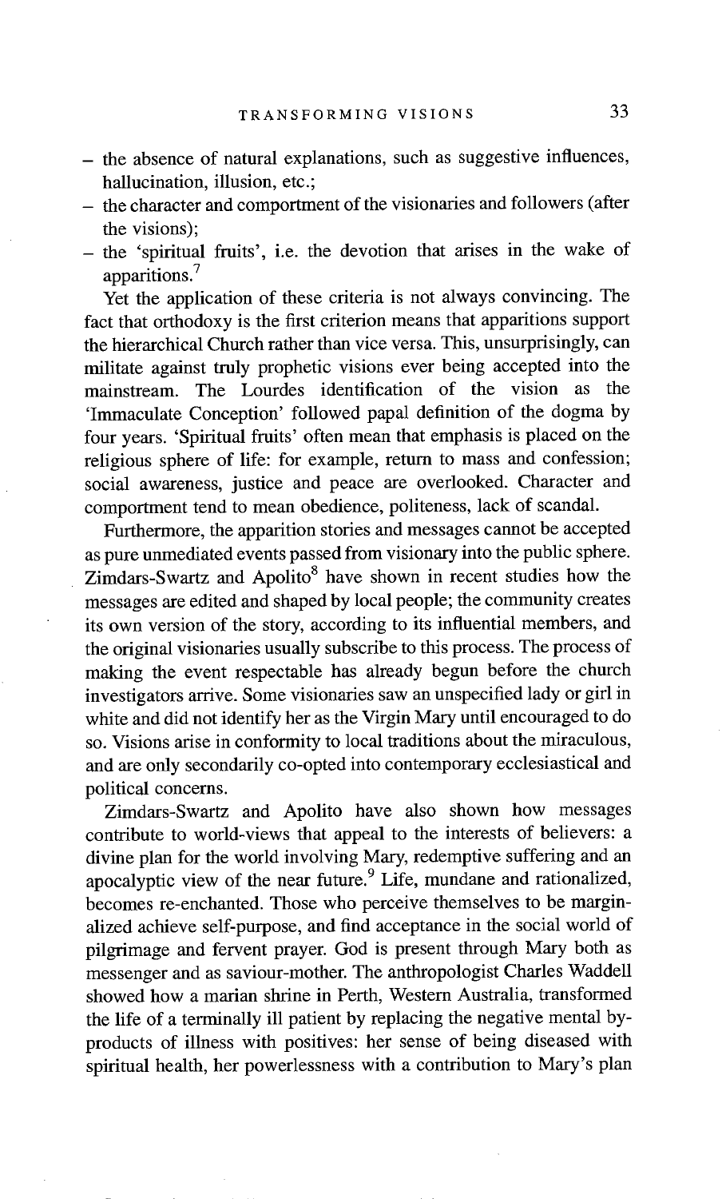- the absence of natural explanations, such as suggestive influences, hallucination, illusion, etc.;
- the character and comportment of the visionaries and followers (after the visions);
- the 'spiritual fruits', i.e. the devotion that arises in the wake of apparitions.[7]

Yet the application of these criteria is not always convincing. The fact that orthodoxy is the first criterion means that apparitions support the hierarchical Church rather than vice versa. This, unsurprisingly, can militate against truly prophetic visions ever being accepted into the mainstream. The Lourdes identification of the vision as the 'Immaculate Conception' followed papal definition of the dogma by four years. 'Spiritual fruits' often mean that emphasis is placed on the religious sphere of life: for example, return to mass and confession; social awareness, justice and peace are overlooked. Character and comportment tend to mean obedience, politeness, lack of scandal.

Furthermore, the apparition stories and messages cannot be accepted as pure unmediated events passed from visionary into the public sphere. Zimdars-Swartz and Apolito[8] have shown in recent studies how the messages are edited and shaped by local people; the community creates its own version of the story, according to its influential members, and the original visionaries usually subscribe to this process. The process of making the event respectable has already begun before the church investigators arrive. Some visionaries saw an unspecified lady or girl in white and did not identify her as the Virgin Mary until encouraged to do so. Visions arise in conformity to local traditions about the miraculous, and are only secondarily co-opted into contemporary ecclesiastical and political concerns.

Zimdars-Swartz and Apolito have also shown how messages contribute to world-views that appeal to the interests of believers: a divine plan for the world involving Mary, redemptive suffering and an apocalyptic view of the near future.[9] Life, mundane and rationalized, becomes re-enchanted. Those who perceive themselves to be marginalized achieve self-purpose, and find acceptance in the social world of pilgrimage and fervent prayer. God is present through Mary both as messenger and as saviour-mother. The anthropologist Charles Waddell showed how a marian shrine in Perth, Western Australia, transformed the life of a terminally ill patient by replacing the negative mental by-products of illness with positives: her sense of being diseased with spiritual health, her powerlessness with a contribution to Mary's plan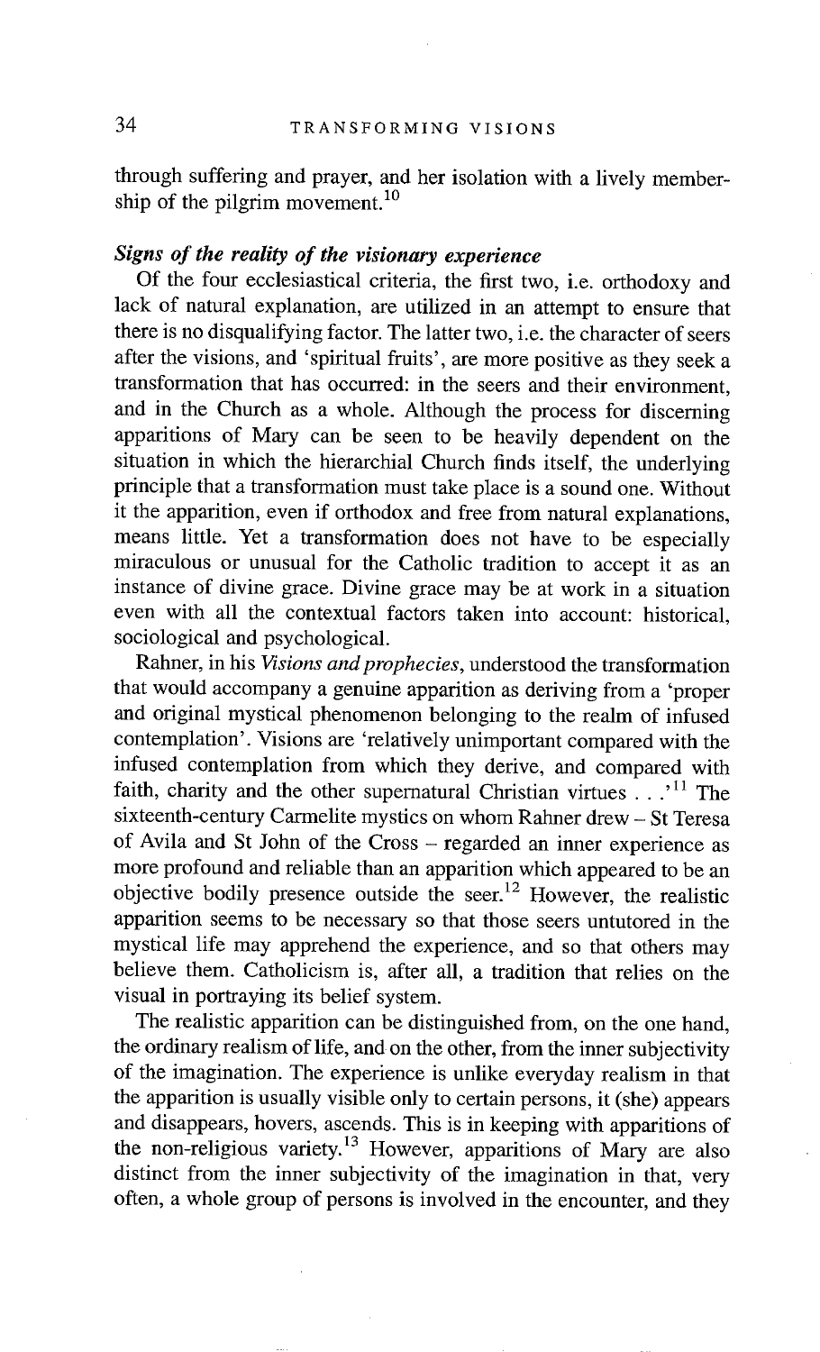through suffering and prayer, and her isolation with a lively membership of the pilgrim movement.[10]

### *Signs of the reality of the visionary experience*

Of the four ecclesiastical criteria, the first two, i.e. orthodoxy and lack of natural explanation, are utilized in an attempt to ensure that there is no disqualifying factor. The latter two, i.e. the character of seers after the visions, and 'spiritual fruits', are more positive as they seek a transformation that has occurred: in the seers and their environment, and in the Church as a whole. Although the process for discerning apparitions of Mary can be seen to be heavily dependent on the situation in which the hierarchial Church finds itself, the underlying principle that a transformation must take place is a sound one. Without it the apparition, even if orthodox and free from natural explanations, means little. Yet a transformation does not have to be especially miraculous or unusual for the Catholic tradition to accept it as an instance of divine grace. Divine grace may be at work in a situation even with all the contextual factors taken into account: historical, sociological and psychological.

Rahner, in his *Visions and prophecies*, understood the transformation that would accompany a genuine apparition as deriving from a 'proper and original mystical phenomenon belonging to the realm of infused contemplation'. Visions are 'relatively unimportant compared with the infused contemplation from which they derive, and compared with faith, charity and the other supernatural Christian virtues . . .'[11] The sixteenth-century Carmelite mystics on whom Rahner drew – St Teresa of Avila and St John of the Cross – regarded an inner experience as more profound and reliable than an apparition which appeared to be an objective bodily presence outside the seer.[12] However, the realistic apparition seems to be necessary so that those seers untutored in the mystical life may apprehend the experience, and so that others may believe them. Catholicism is, after all, a tradition that relies on the visual in portraying its belief system.

The realistic apparition can be distinguished from, on the one hand, the ordinary realism of life, and on the other, from the inner subjectivity of the imagination. The experience is unlike everyday realism in that the apparition is usually visible only to certain persons, it (she) appears and disappears, hovers, ascends. This is in keeping with apparitions of the non-religious variety.[13] However, apparitions of Mary are also distinct from the inner subjectivity of the imagination in that, very often, a whole group of persons is involved in the encounter, and they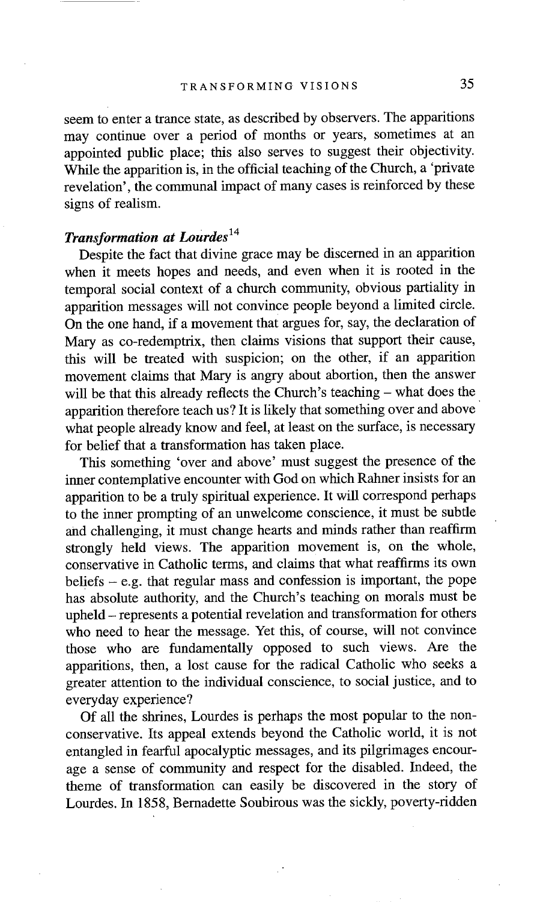seem to enter a trance state, as described by observers. The apparitions may continue over a period of months or years, sometimes at an appointed public place; this also serves to suggest their objectivity. While the apparition is, in the official teaching of the Church, a 'private revelation', the communal impact of many cases is reinforced by these signs of realism.

### *Transformation at Lourdes*[14]

Despite the fact that divine grace may be discerned in an apparition when it meets hopes and needs, and even when it is rooted in the temporal social context of a church community, obvious partiality in apparition messages will not convince people beyond a limited circle. On the one hand, if a movement that argues for, say, the declaration of Mary as co-redemptrix, then claims visions that support their cause, this will be treated with suspicion; on the other, if an apparition movement claims that Mary is angry about abortion, then the answer will be that this already reflects the Church's teaching – what does the apparition therefore teach us? It is likely that something over and above what people already know and feel, at least on the surface, is necessary for belief that a transformation has taken place.

This something 'over and above' must suggest the presence of the inner contemplative encounter with God on which Rahner insists for an apparition to be a truly spiritual experience. It will correspond perhaps to the inner prompting of an unwelcome conscience, it must be subtle and challenging, it must change hearts and minds rather than reaffirm strongly held views. The apparition movement is, on the whole, conservative in Catholic terms, and claims that what reaffirms its own beliefs – e.g. that regular mass and confession is important, the pope has absolute authority, and the Church's teaching on morals must be upheld – represents a potential revelation and transformation for others who need to hear the message. Yet this, of course, will not convince those who are fundamentally opposed to such views. Are the apparitions, then, a lost cause for the radical Catholic who seeks a greater attention to the individual conscience, to social justice, and to everyday experience?

Of all the shrines, Lourdes is perhaps the most popular to the non-conservative. Its appeal extends beyond the Catholic world, it is not entangled in fearful apocalyptic messages, and its pilgrimages encourage a sense of community and respect for the disabled. Indeed, the theme of transformation can easily be discovered in the story of Lourdes. In 1858, Bernadette Soubirous was the sickly, poverty-ridden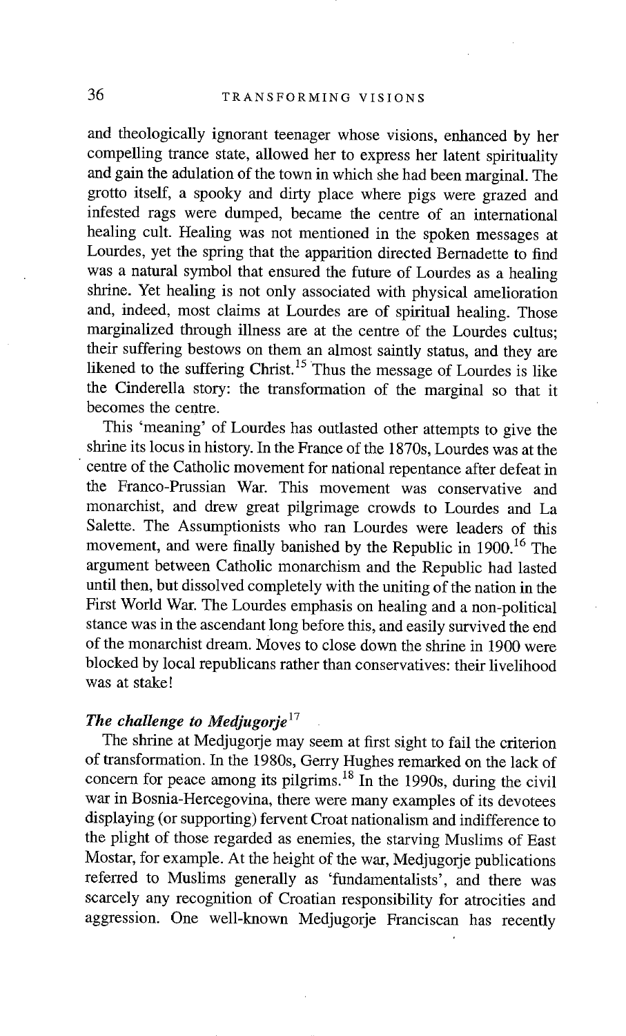and theologically ignorant teenager whose visions, enhanced by her compelling trance state, allowed her to express her latent spirituality and gain the adulation of the town in which she had been marginal. The grotto itself, a spooky and dirty place where pigs were grazed and infested rags were dumped, became the centre of an international healing cult. Healing was not mentioned in the spoken messages at Lourdes, yet the spring that the apparition directed Bernadette to find was a natural symbol that ensured the future of Lourdes as a healing shrine. Yet healing is not only associated with physical amelioration and, indeed, most claims at Lourdes are of spiritual healing. Those marginalized through illness are at the centre of the Lourdes cultus; their suffering bestows on them an almost saintly status, and they are likened to the suffering Christ.[15] Thus the message of Lourdes is like the Cinderella story: the transformation of the marginal so that it becomes the centre.

This 'meaning' of Lourdes has outlasted other attempts to give the shrine its locus in history. In the France of the 1870s, Lourdes was at the centre of the Catholic movement for national repentance after defeat in the Franco-Prussian War. This movement was conservative and monarchist, and drew great pilgrimage crowds to Lourdes and La Salette. The Assumptionists who ran Lourdes were leaders of this movement, and were finally banished by the Republic in 1900.[16] The argument between Catholic monarchism and the Republic had lasted until then, but dissolved completely with the uniting of the nation in the First World War. The Lourdes emphasis on healing and a non-political stance was in the ascendant long before this, and easily survived the end of the monarchist dream. Moves to close down the shrine in 1900 were blocked by local republicans rather than conservatives: their livelihood was at stake!

### *The challenge to Medjugorje*[17]

The shrine at Medjugorje may seem at first sight to fail the criterion of transformation. In the 1980s, Gerry Hughes remarked on the lack of concern for peace among its pilgrims.[18] In the 1990s, during the civil war in Bosnia-Hercegovina, there were many examples of its devotees displaying (or supporting) fervent Croat nationalism and indifference to the plight of those regarded as enemies, the starving Muslims of East Mostar, for example. At the height of the war, Medjugorje publications referred to Muslims generally as 'fundamentalists', and there was scarcely any recognition of Croatian responsibility for atrocities and aggression. One well-known Medjugorje Franciscan has recently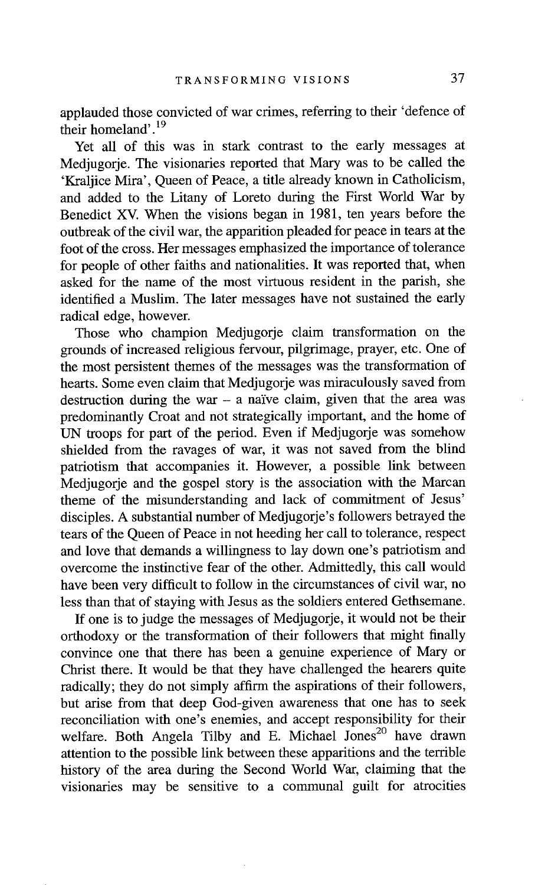applauded those convicted of war crimes, referring to their 'defence of their homeland'.[19]

Yet all of this was in stark contrast to the early messages at Medjugorje. The visionaries reported that Mary was to be called the 'Kraljice Mira', Queen of Peace, a title already known in Catholicism, and added to the Litany of Loreto during the First World War by Benedict XV. When the visions began in 1981, ten years before the outbreak of the civil war, the apparition pleaded for peace in tears at the foot of the cross. Her messages emphasized the importance of tolerance for people of other faiths and nationalities. It was reported that, when asked for the name of the most virtuous resident in the parish, she identified a Muslim. The later messages have not sustained the early radical edge, however.

Those who champion Medjugorje claim transformation on the grounds of increased religious fervour, pilgrimage, prayer, etc. One of the most persistent themes of the messages was the transformation of hearts. Some even claim that Medjugorje was miraculously saved from destruction during the war – a naïve claim, given that the area was predominantly Croat and not strategically important, and the home of UN troops for part of the period. Even if Medjugorje was somehow shielded from the ravages of war, it was not saved from the blind patriotism that accompanies it. However, a possible link between Medjugorje and the gospel story is the association with the Marcan theme of the misunderstanding and lack of commitment of Jesus' disciples. A substantial number of Medjugorje's followers betrayed the tears of the Queen of Peace in not heeding her call to tolerance, respect and love that demands a willingness to lay down one's patriotism and overcome the instinctive fear of the other. Admittedly, this call would have been very difficult to follow in the circumstances of civil war, no less than that of staying with Jesus as the soldiers entered Gethsemane.

If one is to judge the messages of Medjugorje, it would not be their orthodoxy or the transformation of their followers that might finally convince one that there has been a genuine experience of Mary or Christ there. It would be that they have challenged the hearers quite radically; they do not simply affirm the aspirations of their followers, but arise from that deep God-given awareness that one has to seek reconciliation with one's enemies, and accept responsibility for their welfare. Both Angela Tilby and E. Michael Jones[20] have drawn attention to the possible link between these apparitions and the terrible history of the area during the Second World War, claiming that the visionaries may be sensitive to a communal guilt for atrocities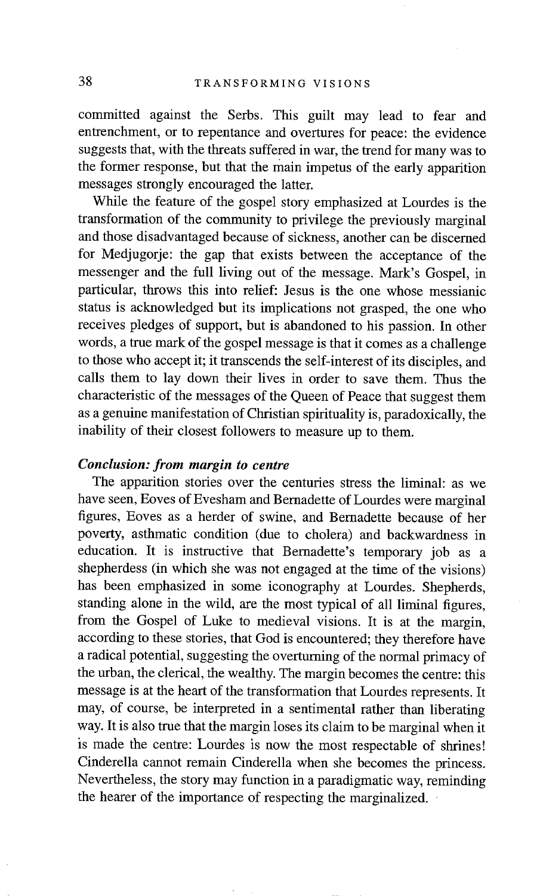committed against the Serbs. This guilt may lead to fear and entrenchment, or to repentance and overtures for peace: the evidence suggests that, with the threats suffered in war, the trend for many was to the former response, but that the main impetus of the early apparition messages strongly encouraged the latter.

While the feature of the gospel story emphasized at Lourdes is the transformation of the community to privilege the previously marginal and those disadvantaged because of sickness, another can be discerned for Medjugorje: the gap that exists between the acceptance of the messenger and the full living out of the message. Mark's Gospel, in particular, throws this into relief: Jesus is the one whose messianic status is acknowledged but its implications not grasped, the one who receives pledges of support, but is abandoned to his passion. In other words, a true mark of the gospel message is that it comes as a challenge to those who accept it; it transcends the self-interest of its disciples, and calls them to lay down their lives in order to save them. Thus the characteristic of the messages of the Queen of Peace that suggest them as a genuine manifestation of Christian spirituality is, paradoxically, the inability of their closest followers to measure up to them.

### *Conclusion: from margin to centre*

The apparition stories over the centuries stress the liminal: as we have seen, Eoves of Evesham and Bernadette of Lourdes were marginal figures, Eoves as a herder of swine, and Bernadette because of her poverty, asthmatic condition (due to cholera) and backwardness in education. It is instructive that Bernadette's temporary job as a shepherdess (in which she was not engaged at the time of the visions) has been emphasized in some iconography at Lourdes. Shepherds, standing alone in the wild, are the most typical of all liminal figures, from the Gospel of Luke to medieval visions. It is at the margin, according to these stories, that God is encountered; they therefore have a radical potential, suggesting the overturning of the normal primacy of the urban, the clerical, the wealthy. The margin becomes the centre: this message is at the heart of the transformation that Lourdes represents. It may, of course, be interpreted in a sentimental rather than liberating way. It is also true that the margin loses its claim to be marginal when it is made the centre: Lourdes is now the most respectable of shrines! Cinderella cannot remain Cinderella when she becomes the princess. Nevertheless, the story may function in a paradigmatic way, reminding the hearer of the importance of respecting the marginalized.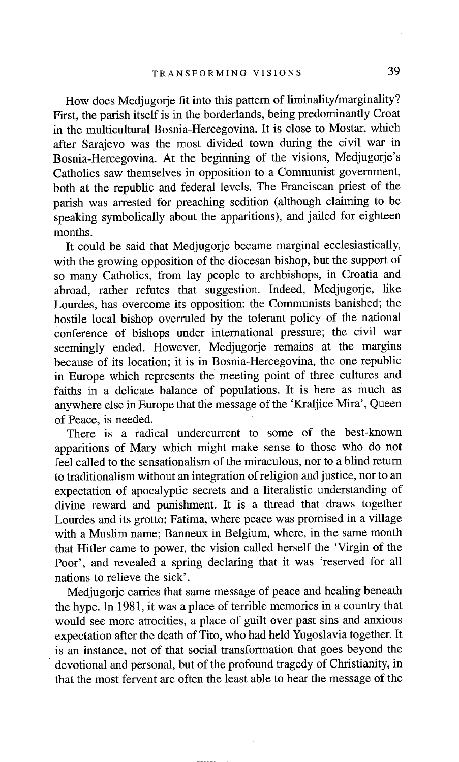How does Medjugorje fit into this pattern of liminality/marginality? First, the parish itself is in the borderlands, being predominantly Croat in the multicultural Bosnia-Hercegovina. It is close to Mostar, which after Sarajevo was the most divided town during the civil war in Bosnia-Hercegovina. At the beginning of the visions, Medjugorje's Catholics saw themselves in opposition to a Communist government, both at the republic and federal levels. The Franciscan priest of the parish was arrested for preaching sedition (although claiming to be speaking symbolically about the apparitions), and jailed for eighteen months.

It could be said that Medjugorje became marginal ecclesiastically, with the growing opposition of the diocesan bishop, but the support of so many Catholics, from lay people to archbishops, in Croatia and abroad, rather refutes that suggestion. Indeed, Medjugorje, like Lourdes, has overcome its opposition: the Communists banished; the hostile local bishop overruled by the tolerant policy of the national conference of bishops under international pressure; the civil war seemingly ended. However, Medjugorje remains at the margins because of its location; it is in Bosnia-Hercegovina, the one republic in Europe which represents the meeting point of three cultures and faiths in a delicate balance of populations. It is here as much as anywhere else in Europe that the message of the 'Kraljice Mira', Queen of Peace, is needed.

There is a radical undercurrent to some of the best-known apparitions of Mary which might make sense to those who do not feel called to the sensationalism of the miraculous, nor to a blind return to traditionalism without an integration of religion and justice, nor to an expectation of apocalyptic secrets and a literalistic understanding of divine reward and punishment. It is a thread that draws together Lourdes and its grotto; Fatima, where peace was promised in a village with a Muslim name; Banneux in Belgium, where, in the same month that Hitler came to power, the vision called herself the 'Virgin of the Poor', and revealed a spring declaring that it was 'reserved for all nations to relieve the sick'.

Medjugorje carries that same message of peace and healing beneath the hype. In 1981, it was a place of terrible memories in a country that would see more atrocities, a place of guilt over past sins and anxious expectation after the death of Tito, who had held Yugoslavia together. It is an instance, not of that social transformation that goes beyond the devotional and personal, but of the profound tragedy of Christianity, in that the most fervent are often the least able to hear the message of the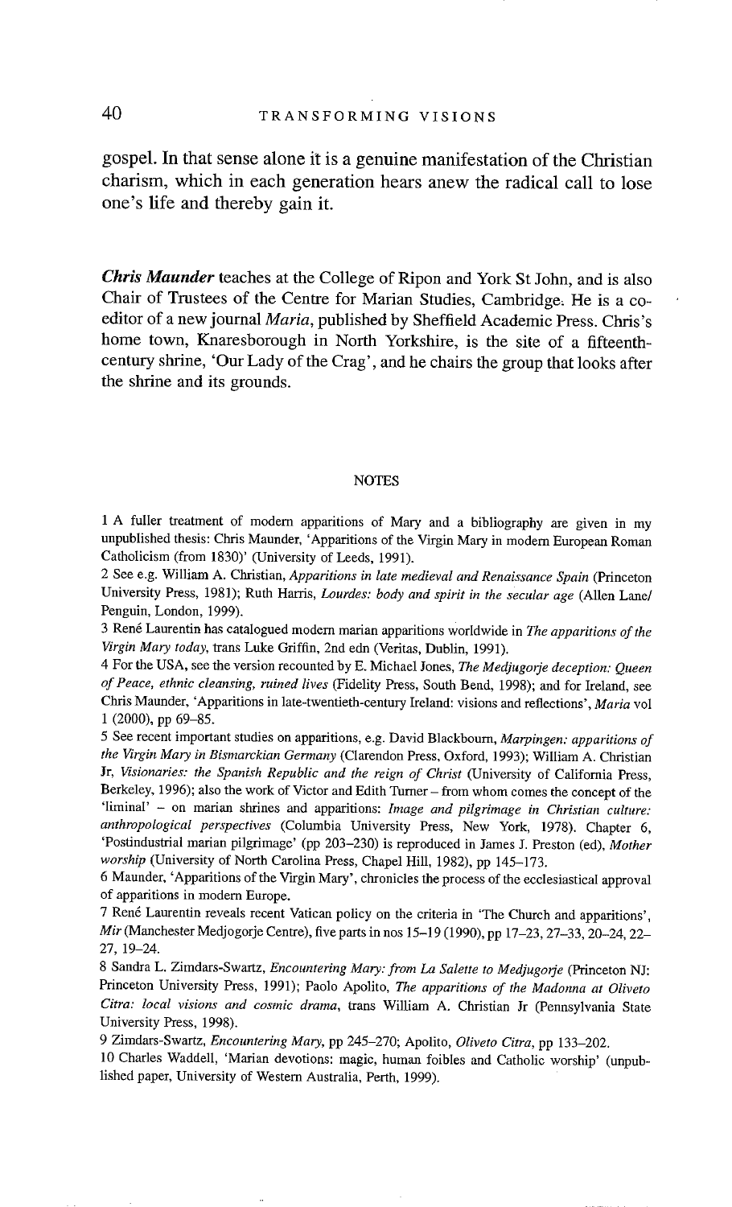gospel. In that sense alone it is a genuine manifestation of the Christian charism, which in each generation hears anew the radical call to lose one's life and thereby gain it.

***Chris Maunder*** teaches at the College of Ripon and York St John, and is also Chair of Trustees of the Centre for Marian Studies, Cambridge. He is a co-editor of a new journal *Maria*, published by Sheffield Academic Press. Chris's home town, Knaresborough in North Yorkshire, is the site of a fifteenth-century shrine, 'Our Lady of the Crag', and he chairs the group that looks after the shrine and its grounds.

## NOTES

1 A fuller treatment of modern apparitions of Mary and a bibliography are given in my unpublished thesis: Chris Maunder, 'Apparitions of the Virgin Mary in modern European Roman Catholicism (from 1830)' (University of Leeds, 1991).

2 See e.g. William A. Christian, *Apparitions in late medieval and Renaissance Spain* (Princeton University Press, 1981); Ruth Harris, *Lourdes: body and spirit in the secular age* (Allen Lane/ Penguin, London, 1999).

3 René Laurentin has catalogued modern marian apparitions worldwide in *The apparitions of the Virgin Mary today*, trans Luke Griffin, 2nd edn (Veritas, Dublin, 1991).

4 For the USA, see the version recounted by E. Michael Jones, *The Medjugorje deception: Queen of Peace, ethnic cleansing, ruined lives* (Fidelity Press, South Bend, 1998); and for Ireland, see Chris Maunder, 'Apparitions in late-twentieth-century Ireland: visions and reflections', *Maria* vol 1 (2000), pp 69–85.

5 See recent important studies on apparitions, e.g. David Blackbourn, *Marpingen: apparitions of the Virgin Mary in Bismarckian Germany* (Clarendon Press, Oxford, 1993); William A. Christian Jr, *Visionaries: the Spanish Republic and the reign of Christ* (University of California Press, Berkeley, 1996); also the work of Victor and Edith Turner – from whom comes the concept of the 'liminal' – on marian shrines and apparitions: *Image and pilgrimage in Christian culture: anthropological perspectives* (Columbia University Press, New York, 1978). Chapter 6, 'Postindustrial marian pilgrimage' (pp 203–230) is reproduced in James J. Preston (ed), *Mother worship* (University of North Carolina Press, Chapel Hill, 1982), pp 145–173.

6 Maunder, 'Apparitions of the Virgin Mary', chronicles the process of the ecclesiastical approval of apparitions in modern Europe.

7 René Laurentin reveals recent Vatican policy on the criteria in 'The Church and apparitions', *Mir* (Manchester Medjogorje Centre), five parts in nos 15–19 (1990), pp 17–23, 27–33, 20–24, 22–27, 19–24.

8 Sandra L. Zimdars-Swartz, *Encountering Mary: from La Salette to Medjugorje* (Princeton NJ: Princeton University Press, 1991); Paolo Apolito, *The apparitions of the Madonna at Oliveto Citra: local visions and cosmic drama*, trans William A. Christian Jr (Pennsylvania State University Press, 1998).

9 Zimdars-Swartz, *Encountering Mary*, pp 245–270; Apolito, *Oliveto Citra*, pp 133–202.

10 Charles Waddell, 'Marian devotions: magic, human foibles and Catholic worship' (unpublished paper, University of Western Australia, Perth, 1999).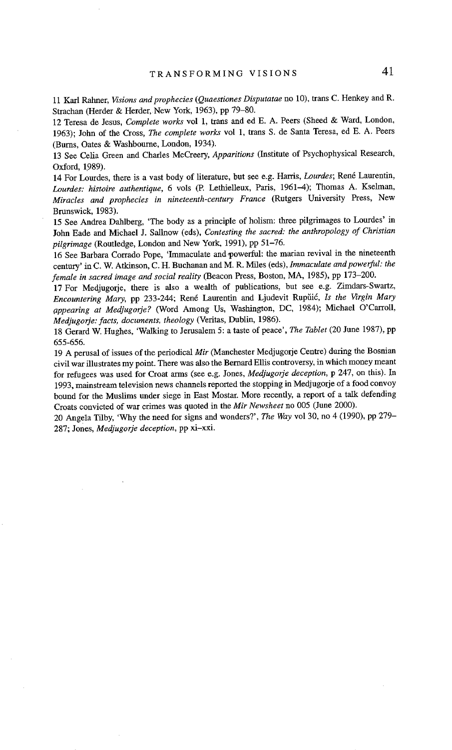11 Karl Rahner, *Visions and prophecies* (*Quaestiones Disputatae* no 10), trans C. Henkey and R. Strachan (Herder & Herder, New York, 1963), pp 79–80.

12 Teresa de Jesus, *Complete works* vol 1, trans and ed E. A. Peers (Sheed & Ward, London, 1963); John of the Cross, *The complete works* vol 1, trans S. de Santa Teresa, ed E. A. Peers (Burns, Oates & Washbourne, London, 1934).

13 See Celia Green and Charles McCreery, *Apparitions* (Institute of Psychophysical Research, Oxford, 1989).

14 For Lourdes, there is a vast body of literature, but see e.g. Harris, *Lourdes*; René Laurentin, *Lourdes: histoire authentique*, 6 vols (P. Lethielleux, Paris, 1961–4); Thomas A. Kselman, *Miracles and prophecies in nineteenth-century France* (Rutgers University Press, New Brunswick, 1983).

15 See Andrea Dahlberg, 'The body as a principle of holism: three pilgrimages to Lourdes' in John Eade and Michael J. Sallnow (eds), *Contesting the sacred: the anthropology of Christian pilgrimage* (Routledge, London and New York, 1991), pp 51–76.

16 See Barbara Corrado Pope, 'Immaculate and powerful: the marian revival in the nineteenth century' in C. W. Atkinson, C. H. Buchanan and M. R. Miles (eds), *Immaculate and powerful: the female in sacred image and social reality* (Beacon Press, Boston, MA, 1985), pp 173–200.

17 For Medjugorje, there is also a wealth of publications, but see e.g. Zimdars-Swartz, *Encountering Mary*, pp 233-244; René Laurentin and Ljudevit Rupčić, *Is the Virgin Mary appearing at Medjugorje?* (Word Among Us, Washington, DC, 1984); Michael O'Carroll, *Medjugorje: facts, documents, theology* (Veritas, Dublin, 1986).

18 Gerard W. Hughes, 'Walking to Jerusalem 5: a taste of peace', *The Tablet* (20 June 1987), pp 655-656.

19 A perusal of issues of the periodical *Mir* (Manchester Medjugorje Centre) during the Bosnian civil war illustrates my point. There was also the Bernard Ellis controversy, in which money meant for refugees was used for Croat arms (see e.g. Jones, *Medjugorje deception*, p 247, on this). In 1993, mainstream television news channels reported the stopping in Medjugorje of a food convoy bound for the Muslims under siege in East Mostar. More recently, a report of a talk defending Croats convicted of war crimes was quoted in the *Mir Newsheet* no 005 (June 2000).

20 Angela Tilby, 'Why the need for signs and wonders?', *The Way* vol 30, no 4 (1990), pp 279–287; Jones, *Medjugorje deception*, pp xi–xxi.